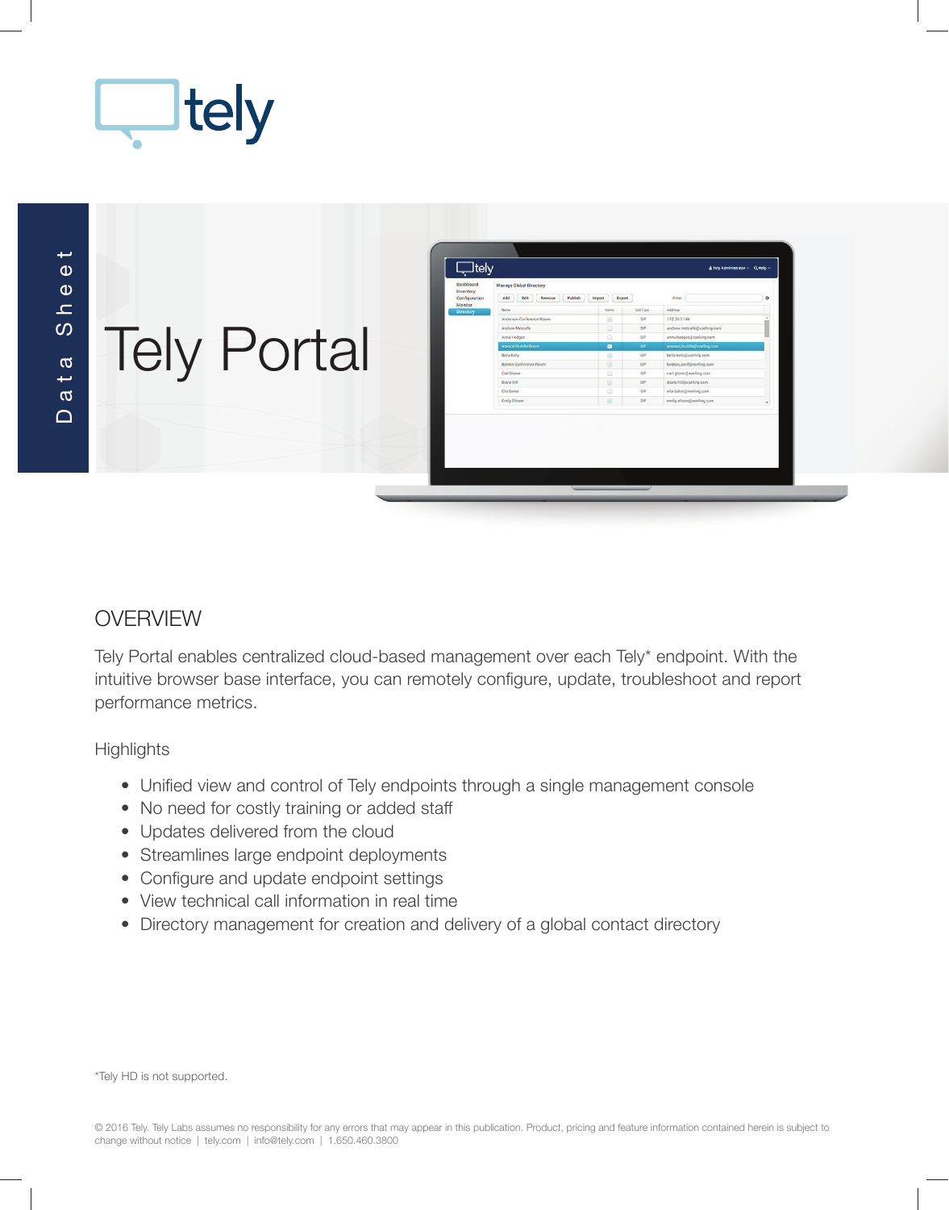tely

Data Sheet

# Tely Portal

## OVERVIEW

Tely Portal enables centralized cloud-based management over each Tely* endpoint. With the intuitive browser base interface, you can remotely configure, update, troubleshoot and report performance metrics.

### Highlights

- Unified view and control of Tely endpoints through a single management console
- No need for costly training or added staff
- Updates delivered from the cloud
- Streamlines large endpoint deployments
- Configure and update endpoint settings
- View technical call information in real time
- Directory management for creation and delivery of a global contact directory

*Tely HD is not supported.

© 2016 Tely. Tely Labs assumes no responsibility for any errors that may appear in this publication. Product, pricing and feature information contained herein is subject to change without notice | tely.com | info@tely.com | 1.650.460.3800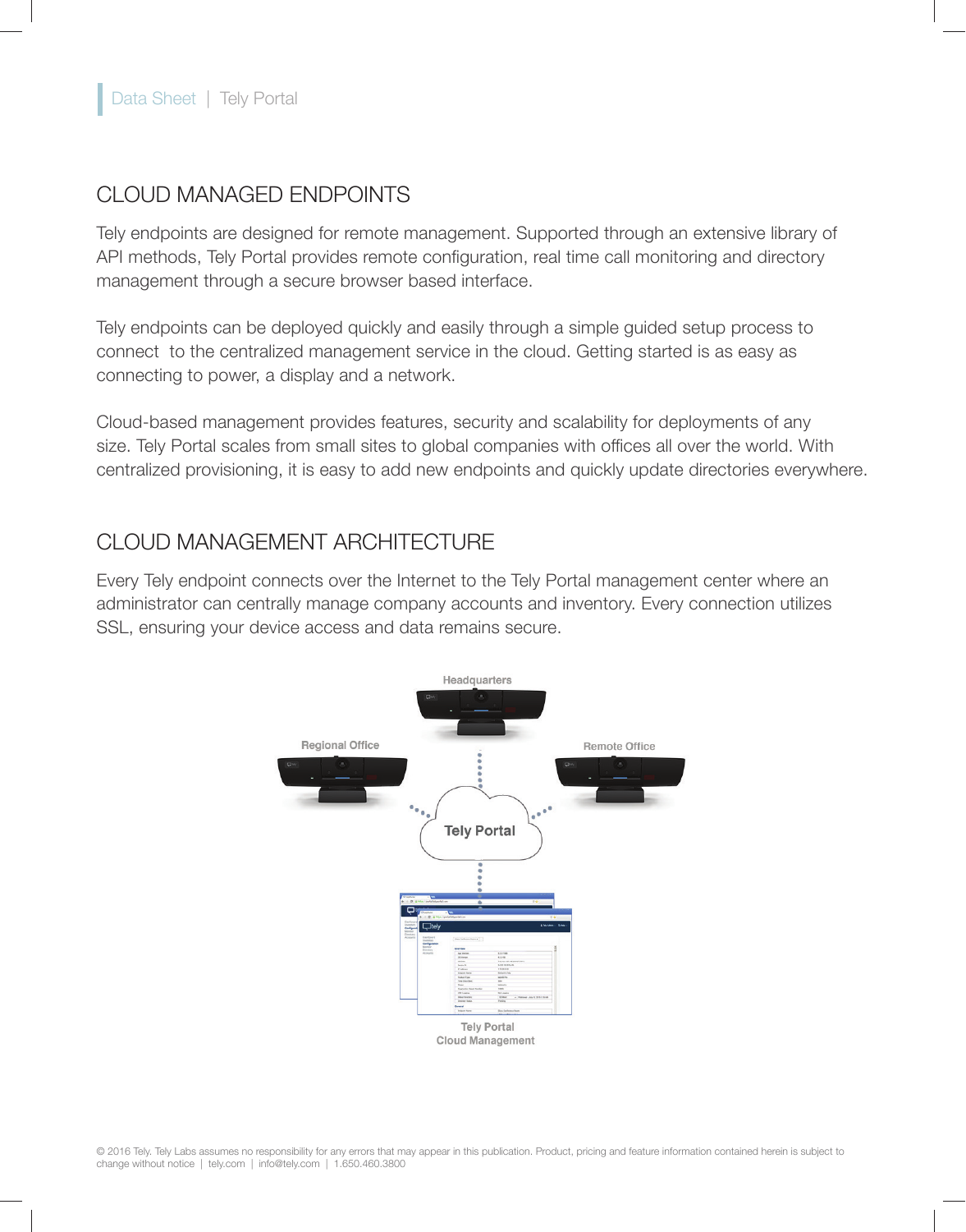## CLOUD MANAGED ENDPOINTS

Tely endpoints are designed for remote management. Supported through an extensive library of API methods, Tely Portal provides remote configuration, real time call monitoring and directory management through a secure browser based interface.

Tely endpoints can be deployed quickly and easily through a simple guided setup process to connect to the centralized management service in the cloud. Getting started is as easy as connecting to power, a display and a network.

Cloud-based management provides features, security and scalability for deployments of any size. Tely Portal scales from small sites to global companies with offices all over the world. With centralized provisioning, it is easy to add new endpoints and quickly update directories everywhere.

## CLOUD MANAGEMENT ARCHITECTURE

Every Tely endpoint connects over the Internet to the Tely Portal management center where an administrator can centrally manage company accounts and inventory. Every connection utilizes SSL, ensuring your device access and data remains secure.

Headquarters

Regional Office

Remote Office

Tely Portal

Tely Portal Cloud Management

© 2016 Tely. Tely Labs assumes no responsibility for any errors that may appear in this publication. Product, pricing and feature information contained herein is subject to change without notice | tely.com | info@tely.com | 1.650.460.3800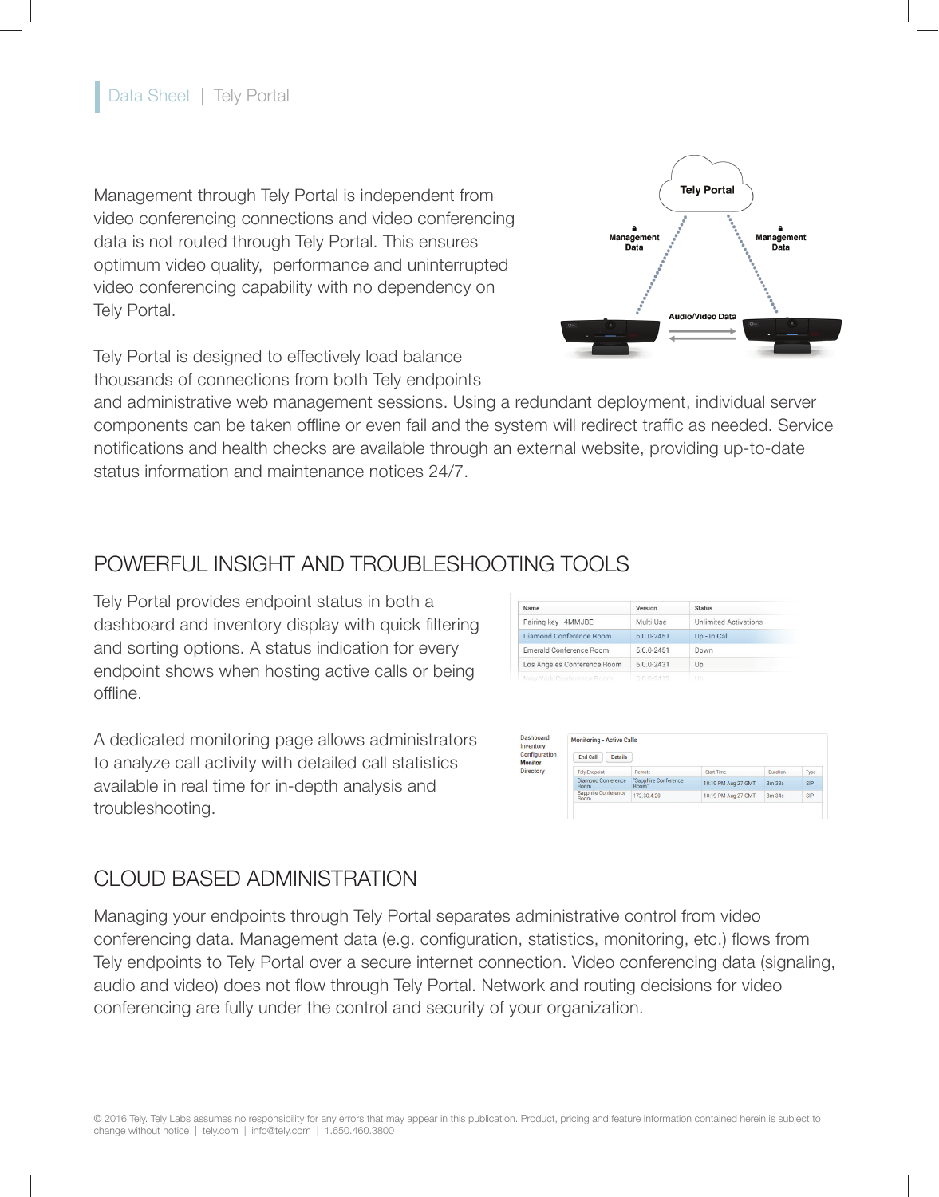Management through Tely Portal is independent from video conferencing connections and video conferencing data is not routed through Tely Portal. This ensures optimum video quality, performance and uninterrupted video conferencing capability with no dependency on Tely Portal.

Tely Portal is designed to effectively load balance thousands of connections from both Tely endpoints and administrative web management sessions. Using a redundant deployment, individual server components can be taken offline or even fail and the system will redirect traffic as needed. Service notifications and health checks are available through an external website, providing up-to-date status information and maintenance notices 24/7.

## POWERFUL INSIGHT AND TROUBLESHOOTING TOOLS

Tely Portal provides endpoint status in both a dashboard and inventory display with quick filtering and sorting options. A status indication for every endpoint shows when hosting active calls or being offline.

A dedicated monitoring page allows administrators to analyze call activity with detailed call statistics available in real time for in-depth analysis and troubleshooting.

## CLOUD BASED ADMINISTRATION

Managing your endpoints through Tely Portal separates administrative control from video conferencing data. Management data (e.g. configuration, statistics, monitoring, etc.) flows from Tely endpoints to Tely Portal over a secure internet connection. Video conferencing data (signaling, audio and video) does not flow through Tely Portal. Network and routing decisions for video conferencing are fully under the control and security of your organization.

© 2016 Tely. Tely Labs assumes no responsibility for any errors that may appear in this publication. Product, pricing and feature information contained herein is subject to change without notice | tely.com | info@tely.com | 1.650.460.3800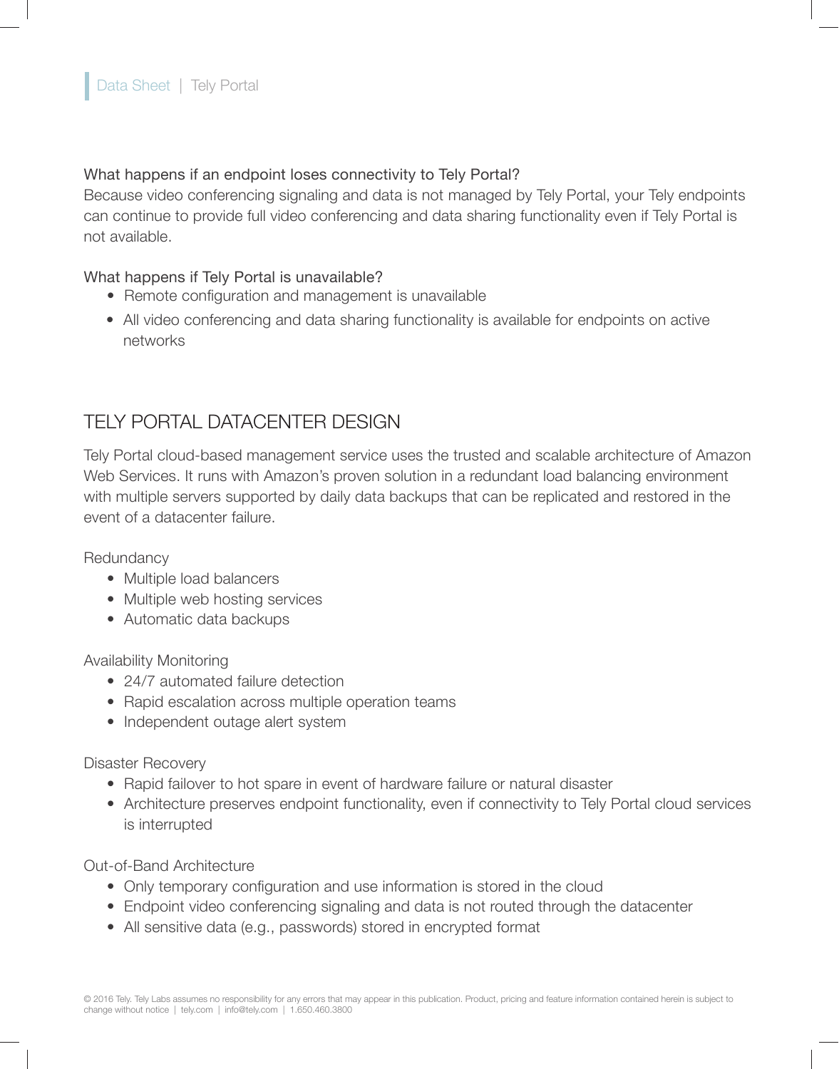What happens if an endpoint loses connectivity to Tely Portal?
Because video conferencing signaling and data is not managed by Tely Portal, your Tely endpoints can continue to provide full video conferencing and data sharing functionality even if Tely Portal is not available.

What happens if Tely Portal is unavailable?

- Remote configuration and management is unavailable
- All video conferencing and data sharing functionality is available for endpoints on active networks

## TELY PORTAL DATACENTER DESIGN

Tely Portal cloud-based management service uses the trusted and scalable architecture of Amazon Web Services. It runs with Amazon's proven solution in a redundant load balancing environment with multiple servers supported by daily data backups that can be replicated and restored in the event of a datacenter failure.

Redundancy

- Multiple load balancers
- Multiple web hosting services
- Automatic data backups

Availability Monitoring

- 24/7 automated failure detection
- Rapid escalation across multiple operation teams
- Independent outage alert system

Disaster Recovery

- Rapid failover to hot spare in event of hardware failure or natural disaster
- Architecture preserves endpoint functionality, even if connectivity to Tely Portal cloud services is interrupted

Out-of-Band Architecture

- Only temporary configuration and use information is stored in the cloud
- Endpoint video conferencing signaling and data is not routed through the datacenter
- All sensitive data (e.g., passwords) stored in encrypted format

© 2016 Tely. Tely Labs assumes no responsibility for any errors that may appear in this publication. Product, pricing and feature information contained herein is subject to change without notice | tely.com | info@tely.com | 1.650.460.3800